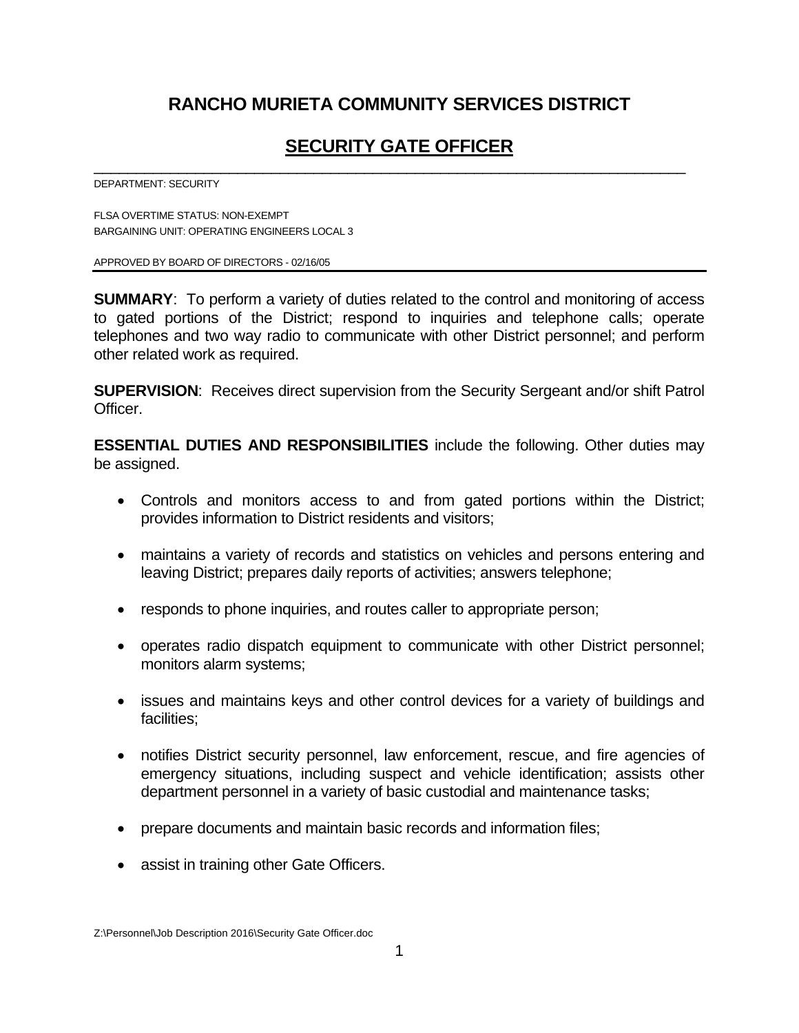# RANCHO MURIETA COMMUNITY SERVICES DISTRICT

## SECURITY GATE OFFICER

DEPARTMENT: SECURITY

FLSA OVERTIME STATUS: NON-EXEMPT
BARGAINING UNIT: OPERATING ENGINEERS LOCAL 3

APPROVED BY BOARD OF DIRECTORS - 02/16/05

---

**SUMMARY**: To perform a variety of duties related to the control and monitoring of access to gated portions of the District; respond to inquiries and telephone calls; operate telephones and two way radio to communicate with other District personnel; and perform other related work as required.

**SUPERVISION**: Receives direct supervision from the Security Sergeant and/or shift Patrol Officer.

**ESSENTIAL DUTIES AND RESPONSIBILITIES** include the following. Other duties may be assigned.

- Controls and monitors access to and from gated portions within the District; provides information to District residents and visitors;
- maintains a variety of records and statistics on vehicles and persons entering and leaving District; prepares daily reports of activities; answers telephone;
- responds to phone inquiries, and routes caller to appropriate person;
- operates radio dispatch equipment to communicate with other District personnel; monitors alarm systems;
- issues and maintains keys and other control devices for a variety of buildings and facilities;
- notifies District security personnel, law enforcement, rescue, and fire agencies of emergency situations, including suspect and vehicle identification; assists other department personnel in a variety of basic custodial and maintenance tasks;
- prepare documents and maintain basic records and information files;
- assist in training other Gate Officers.

Z:\Personnel\Job Description 2016\Security Gate Officer.doc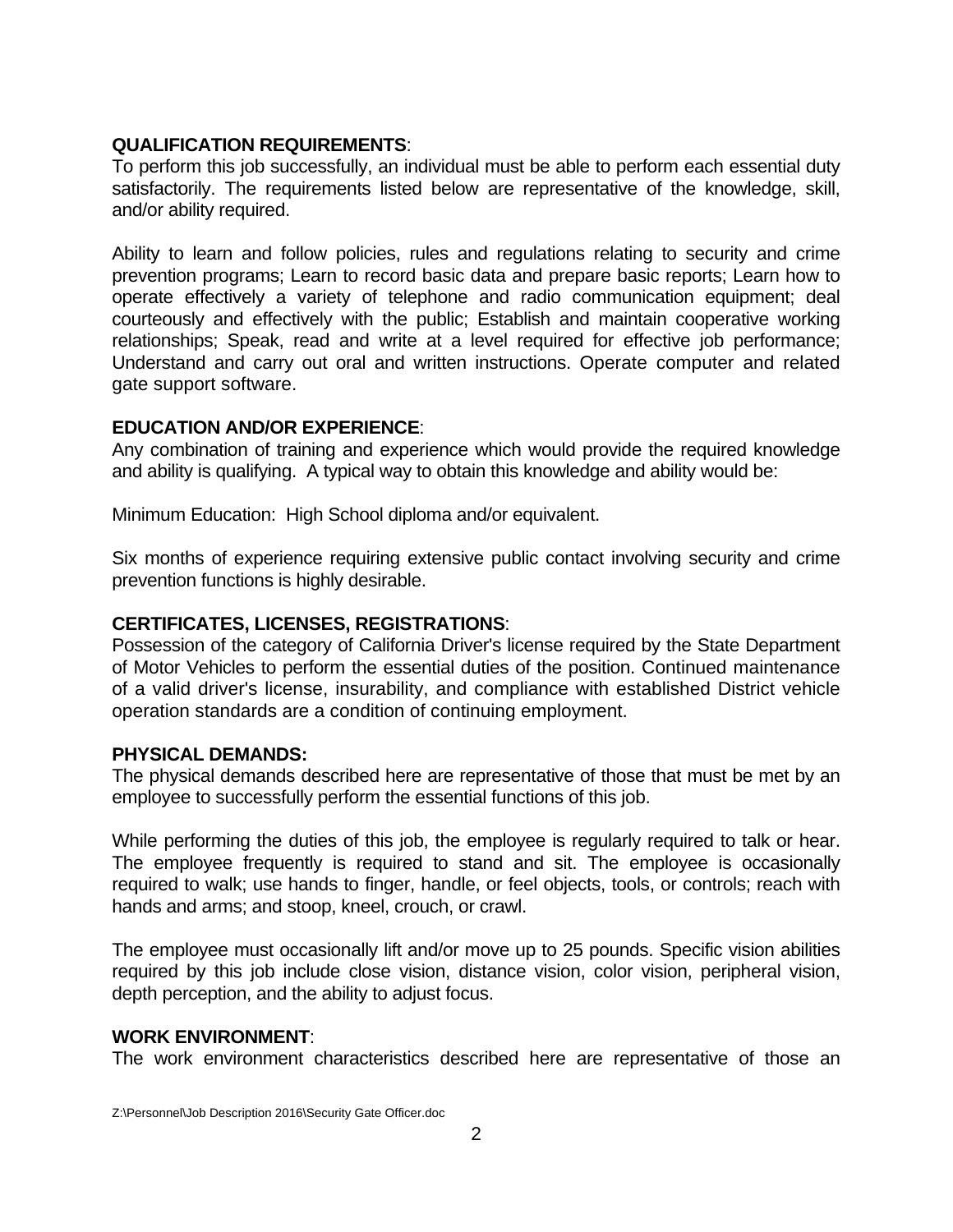**QUALIFICATION REQUIREMENTS**:
To perform this job successfully, an individual must be able to perform each essential duty satisfactorily. The requirements listed below are representative of the knowledge, skill, and/or ability required.

Ability to learn and follow policies, rules and regulations relating to security and crime prevention programs; Learn to record basic data and prepare basic reports; Learn how to operate effectively a variety of telephone and radio communication equipment; deal courteously and effectively with the public; Establish and maintain cooperative working relationships; Speak, read and write at a level required for effective job performance; Understand and carry out oral and written instructions. Operate computer and related gate support software.

**EDUCATION AND/OR EXPERIENCE**:
Any combination of training and experience which would provide the required knowledge and ability is qualifying. A typical way to obtain this knowledge and ability would be:

Minimum Education: High School diploma and/or equivalent.

Six months of experience requiring extensive public contact involving security and crime prevention functions is highly desirable.

**CERTIFICATES, LICENSES, REGISTRATIONS**:
Possession of the category of California Driver's license required by the State Department of Motor Vehicles to perform the essential duties of the position. Continued maintenance of a valid driver's license, insurability, and compliance with established District vehicle operation standards are a condition of continuing employment.

**PHYSICAL DEMANDS:**
The physical demands described here are representative of those that must be met by an employee to successfully perform the essential functions of this job.

While performing the duties of this job, the employee is regularly required to talk or hear. The employee frequently is required to stand and sit. The employee is occasionally required to walk; use hands to finger, handle, or feel objects, tools, or controls; reach with hands and arms; and stoop, kneel, crouch, or crawl.

The employee must occasionally lift and/or move up to 25 pounds. Specific vision abilities required by this job include close vision, distance vision, color vision, peripheral vision, depth perception, and the ability to adjust focus.

**WORK ENVIRONMENT**:
The work environment characteristics described here are representative of those an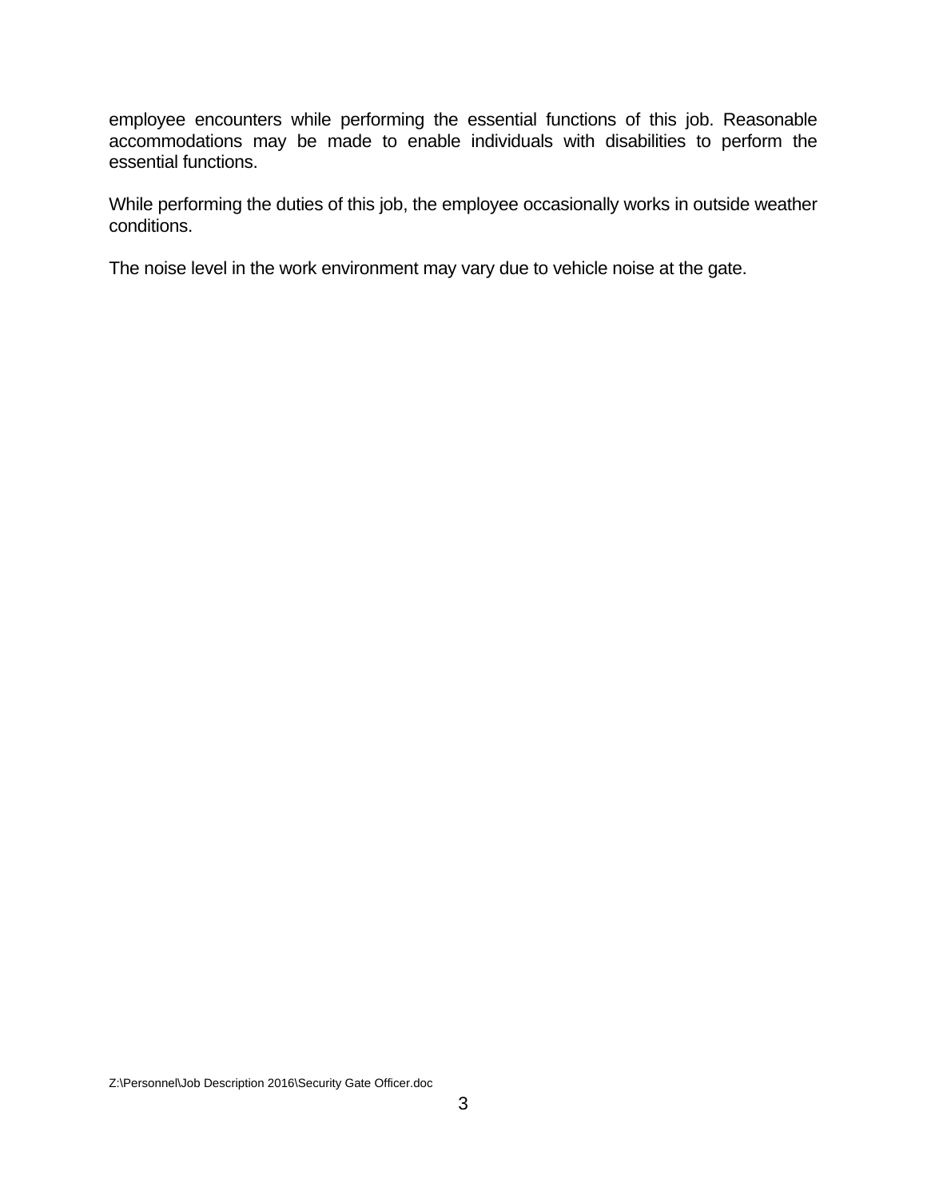employee encounters while performing the essential functions of this job. Reasonable accommodations may be made to enable individuals with disabilities to perform the essential functions.

While performing the duties of this job, the employee occasionally works in outside weather conditions.

The noise level in the work environment may vary due to vehicle noise at the gate.